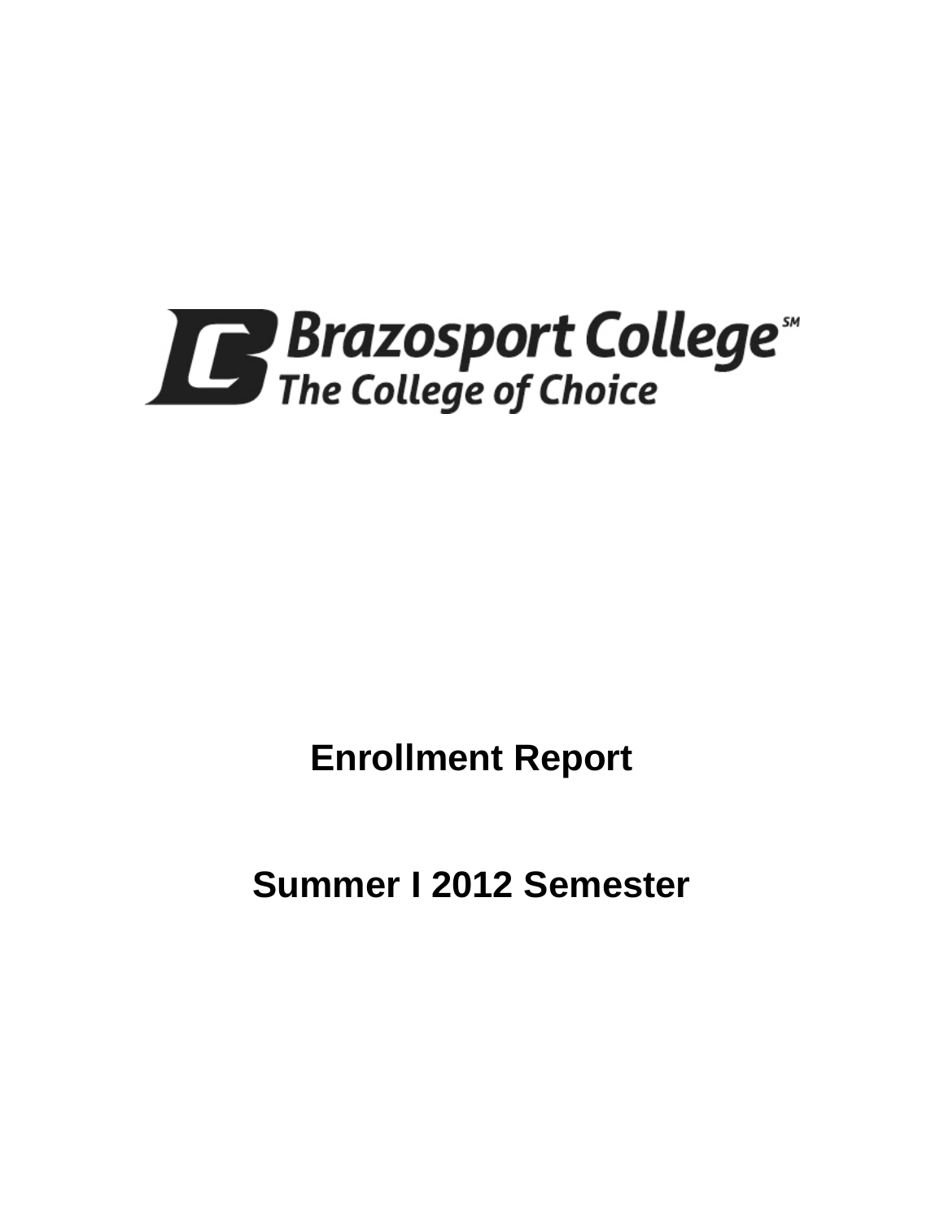Brazosport College℠
The College of Choice

# Enrollment Report

# Summer I 2012 Semester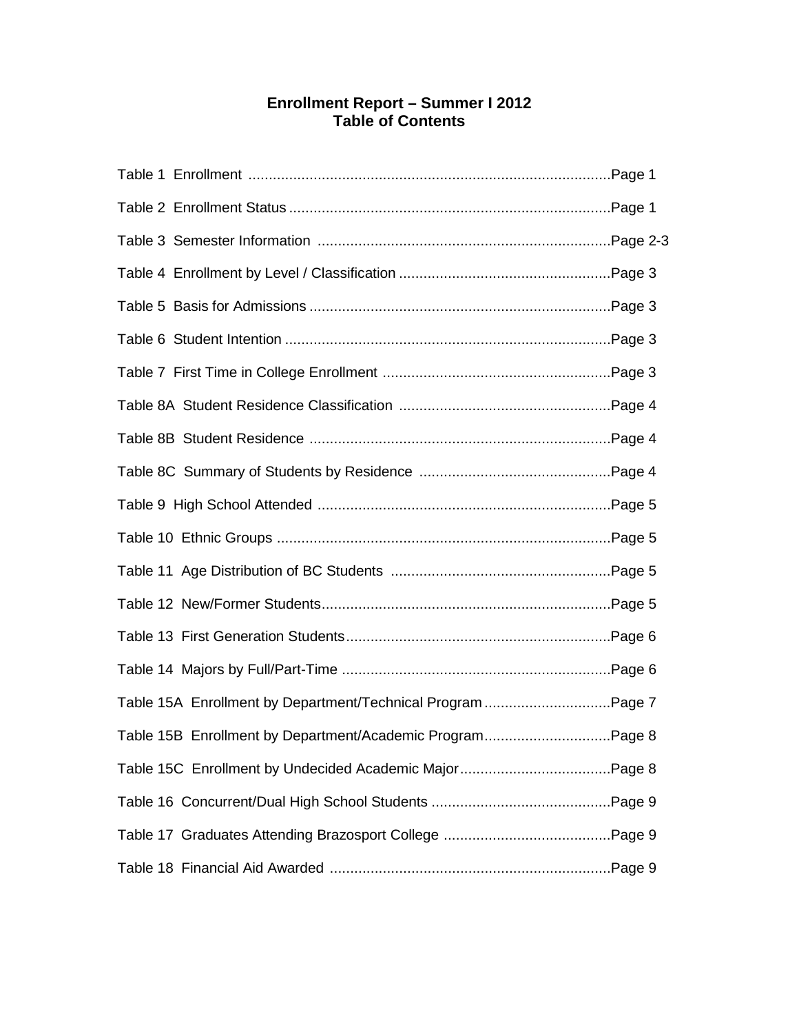# Enrollment Report – Summer I 2012
## Table of Contents

Table 1 Enrollment ........................................................................................Page 1

Table 2 Enrollment Status ..............................................................................Page 1

Table 3 Semester Information .......................................................................Page 2-3

Table 4 Enrollment by Level / Classification ...................................................Page 3

Table 5 Basis for Admissions .........................................................................Page 3

Table 6 Student Intention ...............................................................................Page 3

Table 7 First Time in College Enrollment .......................................................Page 3

Table 8A Student Residence Classification ...................................................Page 4

Table 8B Student Residence .........................................................................Page 4

Table 8C Summary of Students by Residence ..............................................Page 4

Table 9 High School Attended .......................................................................Page 5

Table 10 Ethnic Groups .................................................................................Page 5

Table 11 Age Distribution of BC Students .....................................................Page 5

Table 12 New/Former Students......................................................................Page 5

Table 13 First Generation Students................................................................Page 6

Table 14 Majors by Full/Part-Time .................................................................Page 6

Table 15A Enrollment by Department/Technical Program ..............................Page 7

Table 15B Enrollment by Department/Academic Program..............................Page 8

Table 15C Enrollment by Undecided Academic Major....................................Page 8

Table 16 Concurrent/Dual High School Students ...........................................Page 9

Table 17 Graduates Attending Brazosport College ........................................Page 9

Table 18 Financial Aid Awarded ....................................................................Page 9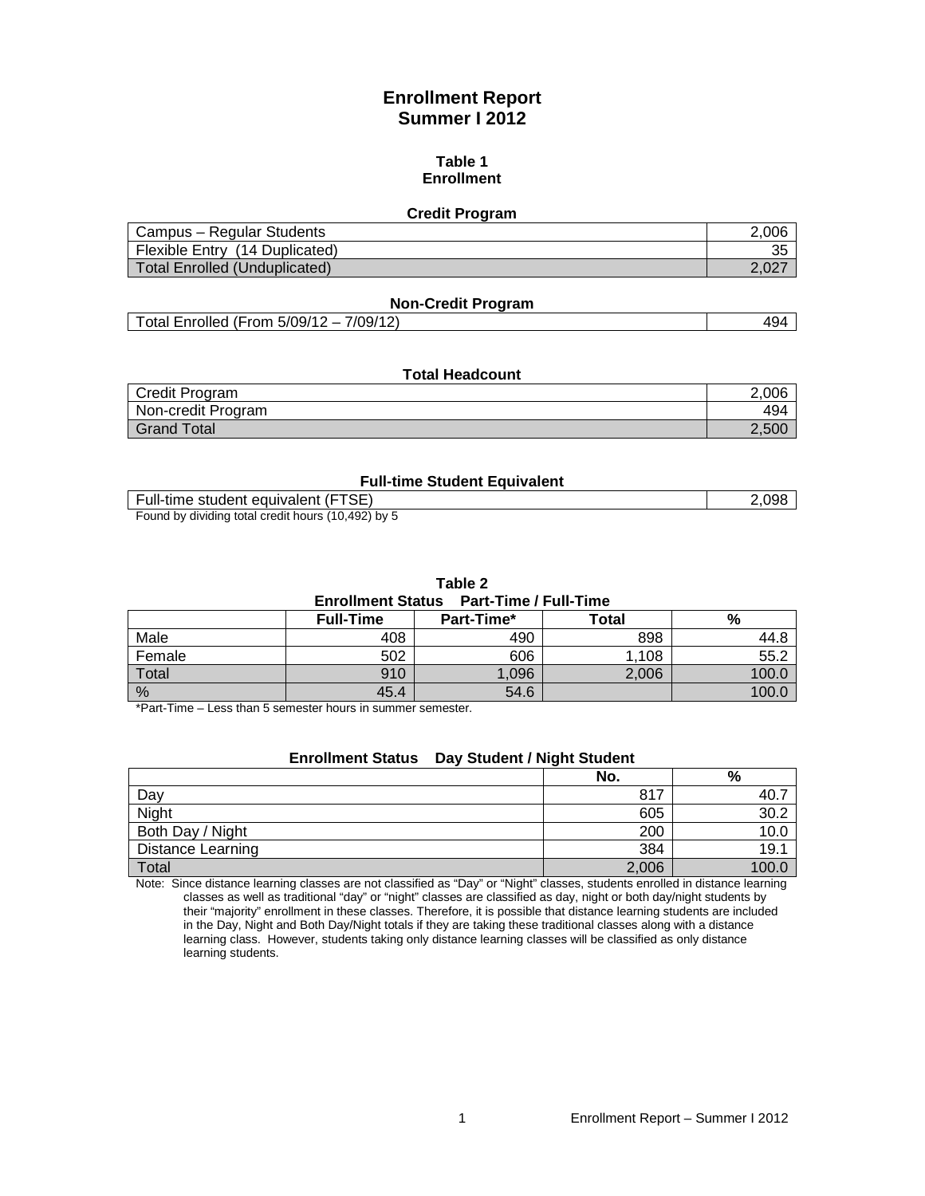# Enrollment Report
## Summer I 2012

### Table 1
### Enrollment

**Credit Program**

| | |
|---|---|
| Campus – Regular Students | 2,006 |
| Flexible Entry (14 Duplicated) | 35 |
| Total Enrolled (Unduplicated) | 2,027 |

**Non-Credit Program**

| | |
|---|---|
| Total Enrolled (From 5/09/12 – 7/09/12) | 494 |

**Total Headcount**

| | |
|---|---|
| Credit Program | 2,006 |
| Non-credit Program | 494 |
| Grand Total | 2,500 |

**Full-time Student Equivalent**

| | |
|---|---|
| Full-time student equivalent (FTSE) | 2,098 |

Found by dividing total credit hours (10,492) by 5

### Table 2
**Enrollment Status Part-Time / Full-Time**

| | Full-Time | Part-Time* | Total | % |
|---|---|---|---|---|
| Male | 408 | 490 | 898 | 44.8 |
| Female | 502 | 606 | 1,108 | 55.2 |
| Total | 910 | 1,096 | 2,006 | 100.0 |
| % | 45.4 | 54.6 | | 100.0 |

*Part-Time – Less than 5 semester hours in summer semester.

**Enrollment Status Day Student / Night Student**

| | No. | % |
|---|---|---|
| Day | 817 | 40.7 |
| Night | 605 | 30.2 |
| Both Day / Night | 200 | 10.0 |
| Distance Learning | 384 | 19.1 |
| Total | 2,006 | 100.0 |

Note: Since distance learning classes are not classified as "Day" or "Night" classes, students enrolled in distance learning classes as well as traditional "day" or "night" classes are classified as day, night or both day/night students by their "majority" enrollment in these classes. Therefore, it is possible that distance learning students are included in the Day, Night and Both Day/Night totals if they are taking these traditional classes along with a distance learning class. However, students taking only distance learning classes will be classified as only distance learning students.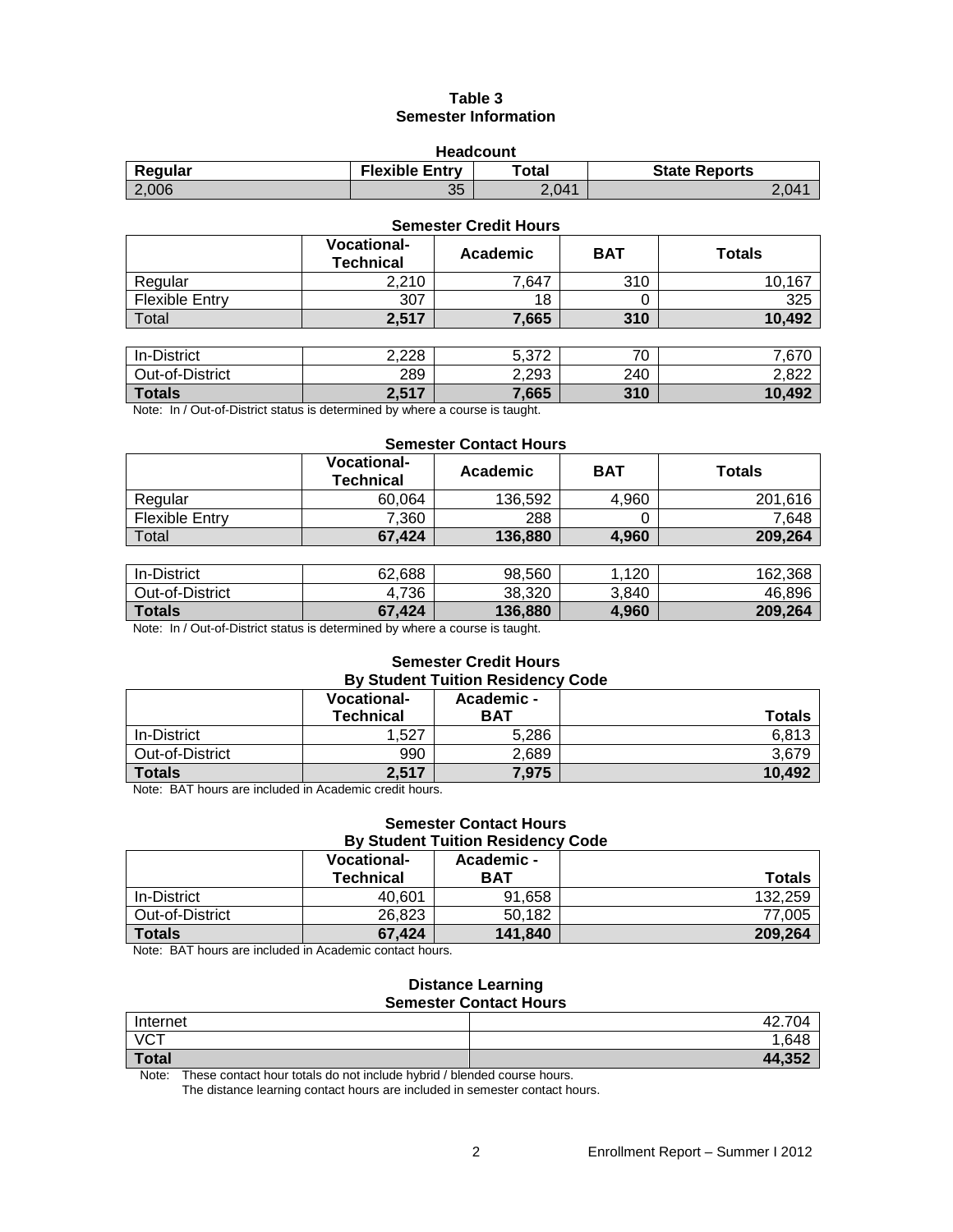## Table 3
## Semester Information

**Headcount**

| Regular | Flexible Entry | Total | State Reports |
|---|---|---|---|
| 2,006 | 35 | 2,041 | 2,041 |

**Semester Credit Hours**

| | Vocational-Technical | Academic | BAT | Totals |
|---|---|---|---|---|
| Regular | 2,210 | 7,647 | 310 | 10,167 |
| Flexible Entry | 307 | 18 | 0 | 325 |
| Total | **2,517** | **7,665** | **310** | **10,492** |

| | Vocational-Technical | Academic | BAT | Totals |
|---|---|---|---|---|
| In-District | 2,228 | 5,372 | 70 | 7,670 |
| Out-of-District | 289 | 2,293 | 240 | 2,822 |
| **Totals** | **2,517** | **7,665** | **310** | **10,492** |

Note: In / Out-of-District status is determined by where a course is taught.

**Semester Contact Hours**

| | Vocational-Technical | Academic | BAT | Totals |
|---|---|---|---|---|
| Regular | 60,064 | 136,592 | 4,960 | 201,616 |
| Flexible Entry | 7,360 | 288 | 0 | 7,648 |
| Total | **67,424** | **136,880** | **4,960** | **209,264** |

| | Vocational-Technical | Academic | BAT | Totals |
|---|---|---|---|---|
| In-District | 62,688 | 98,560 | 1,120 | 162,368 |
| Out-of-District | 4,736 | 38,320 | 3,840 | 46,896 |
| **Totals** | **67,424** | **136,880** | **4,960** | **209,264** |

Note: In / Out-of-District status is determined by where a course is taught.

**Semester Credit Hours**
**By Student Tuition Residency Code**

| | Vocational-Technical | Academic - BAT | Totals |
|---|---|---|---|
| In-District | 1,527 | 5,286 | 6,813 |
| Out-of-District | 990 | 2,689 | 3,679 |
| **Totals** | **2,517** | **7,975** | **10,492** |

Note: BAT hours are included in Academic credit hours.

**Semester Contact Hours**
**By Student Tuition Residency Code**

| | Vocational-Technical | Academic - BAT | Totals |
|---|---|---|---|
| In-District | 40,601 | 91,658 | 132,259 |
| Out-of-District | 26,823 | 50,182 | 77,005 |
| **Totals** | **67,424** | **141,840** | **209,264** |

Note: BAT hours are included in Academic contact hours.

**Distance Learning**
**Semester Contact Hours**

| | |
|---|---|
| Internet | 42,704 |
| VCT | 1,648 |
| **Total** | **44,352** |

Note: These contact hour totals do not include hybrid / blended course hours.
The distance learning contact hours are included in semester contact hours.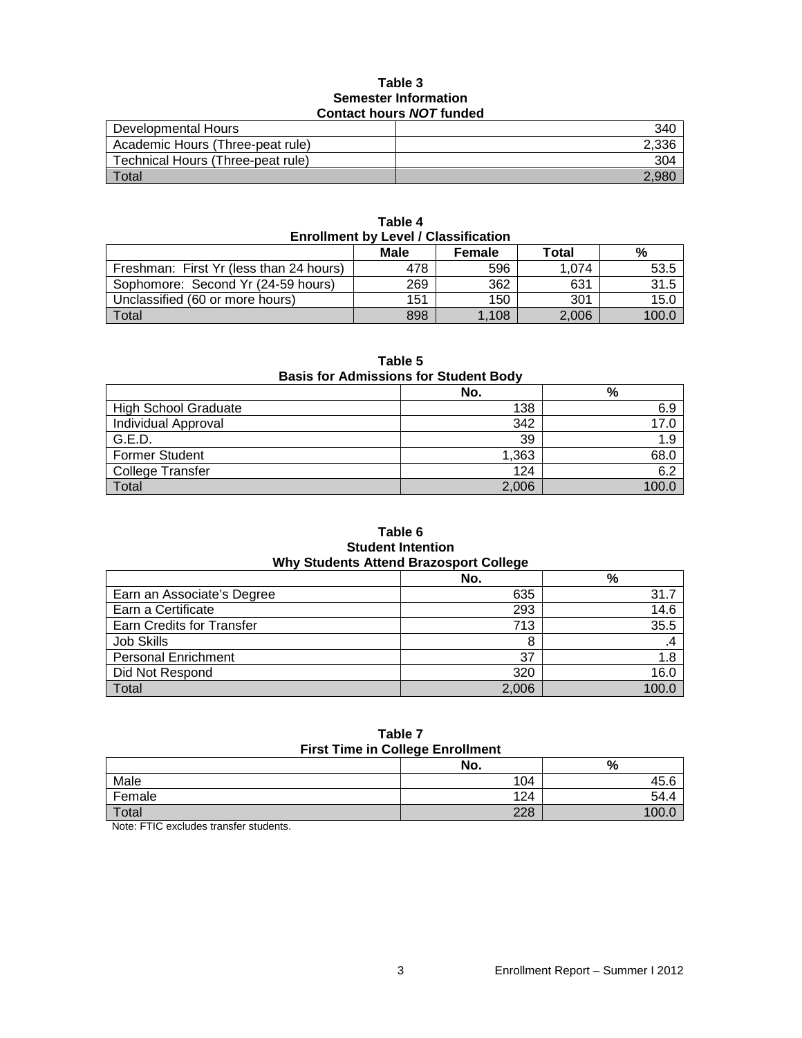**Table 3**
**Semester Information**
**Contact hours *NOT* funded**

| | |
|---|---:|
| Developmental Hours | 340 |
| Academic Hours (Three-peat rule) | 2,336 |
| Technical Hours (Three-peat rule) | 304 |
| Total | 2,980 |

**Table 4**
**Enrollment by Level / Classification**

| | Male | Female | Total | % |
|---|---:|---:|---:|---:|
| Freshman: First Yr (less than 24 hours) | 478 | 596 | 1,074 | 53.5 |
| Sophomore: Second Yr (24-59 hours) | 269 | 362 | 631 | 31.5 |
| Unclassified (60 or more hours) | 151 | 150 | 301 | 15.0 |
| Total | 898 | 1,108 | 2,006 | 100.0 |

**Table 5**
**Basis for Admissions for Student Body**

| | No. | % |
|---|---:|---:|
| High School Graduate | 138 | 6.9 |
| Individual Approval | 342 | 17.0 |
| G.E.D. | 39 | 1.9 |
| Former Student | 1,363 | 68.0 |
| College Transfer | 124 | 6.2 |
| Total | 2,006 | 100.0 |

**Table 6**
**Student Intention**
**Why Students Attend Brazosport College**

| | No. | % |
|---|---:|---:|
| Earn an Associate's Degree | 635 | 31.7 |
| Earn a Certificate | 293 | 14.6 |
| Earn Credits for Transfer | 713 | 35.5 |
| Job Skills | 8 | .4 |
| Personal Enrichment | 37 | 1.8 |
| Did Not Respond | 320 | 16.0 |
| Total | 2,006 | 100.0 |

**Table 7**
**First Time in College Enrollment**

| | No. | % |
|---|---:|---:|
| Male | 104 | 45.6 |
| Female | 124 | 54.4 |
| Total | 228 | 100.0 |

Note: FTIC excludes transfer students.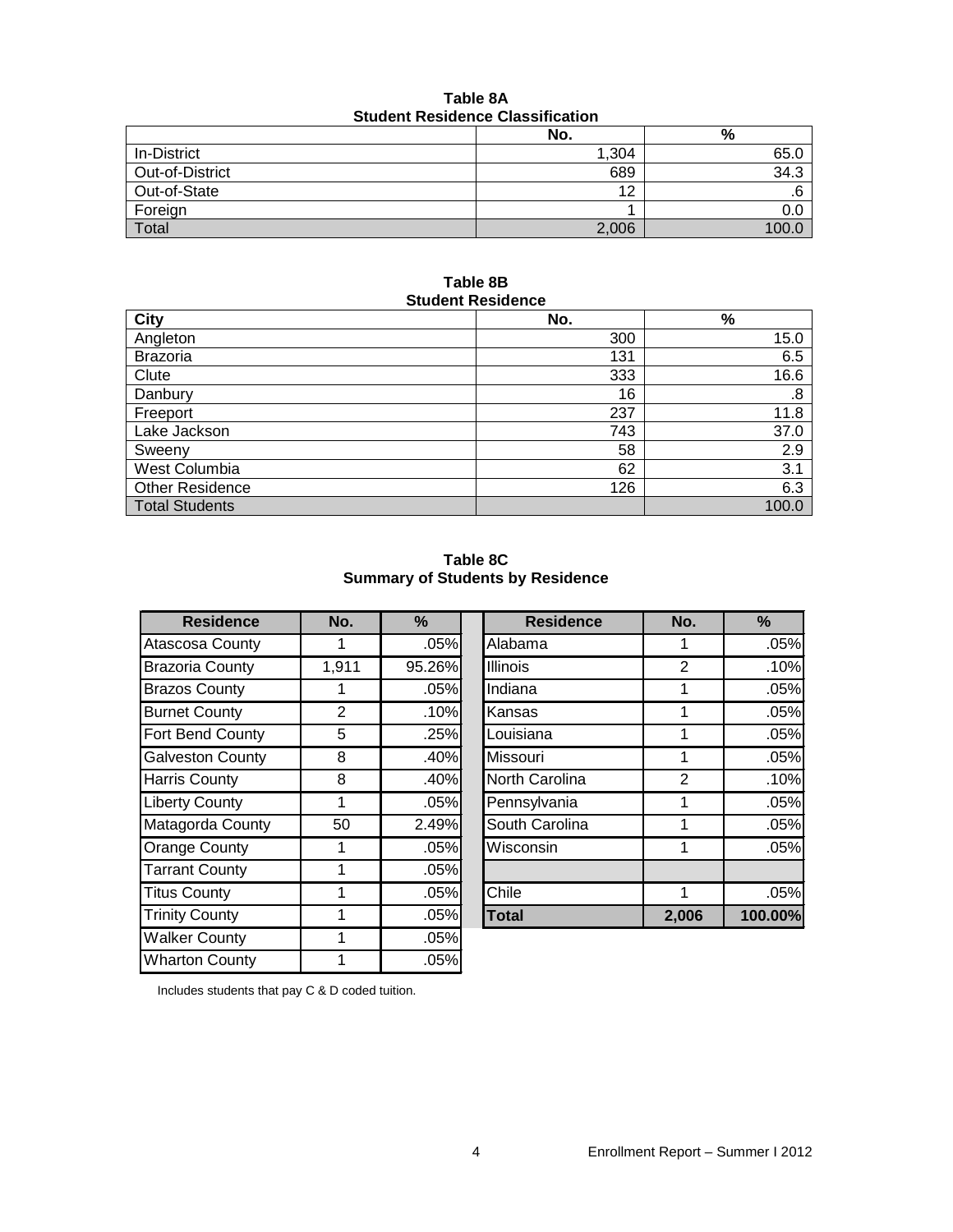**Table 8A**
**Student Residence Classification**

| | No. | % |
|---|---|---|
| In-District | 1,304 | 65.0 |
| Out-of-District | 689 | 34.3 |
| Out-of-State | 12 | .6 |
| Foreign | 1 | 0.0 |
| Total | 2,006 | 100.0 |

**Table 8B**
**Student Residence**

| City | No. | % |
|---|---|---|
| Angleton | 300 | 15.0 |
| Brazoria | 131 | 6.5 |
| Clute | 333 | 16.6 |
| Danbury | 16 | .8 |
| Freeport | 237 | 11.8 |
| Lake Jackson | 743 | 37.0 |
| Sweeny | 58 | 2.9 |
| West Columbia | 62 | 3.1 |
| Other Residence | 126 | 6.3 |
| Total Students | | 100.0 |

**Table 8C**
**Summary of Students by Residence**

| Residence | No. | % |
|---|---|---|
| Atascosa County | 1 | .05% |
| Brazoria County | 1,911 | 95.26% |
| Brazos County | 1 | .05% |
| Burnet County | 2 | .10% |
| Fort Bend County | 5 | .25% |
| Galveston County | 8 | .40% |
| Harris County | 8 | .40% |
| Liberty County | 1 | .05% |
| Matagorda County | 50 | 2.49% |
| Orange County | 1 | .05% |
| Tarrant County | 1 | .05% |
| Titus County | 1 | .05% |
| Trinity County | 1 | .05% |
| Walker County | 1 | .05% |
| Wharton County | 1 | .05% |

| Residence | No. | % |
|---|---|---|
| Alabama | 1 | .05% |
| Illinois | 2 | .10% |
| Indiana | 1 | .05% |
| Kansas | 1 | .05% |
| Louisiana | 1 | .05% |
| Missouri | 1 | .05% |
| North Carolina | 2 | .10% |
| Pennsylvania | 1 | .05% |
| South Carolina | 1 | .05% |
| Wisconsin | 1 | .05% |
| | | |
| Chile | 1 | .05% |
| **Total** | **2,006** | **100.00%** |

Includes students that pay C & D coded tuition.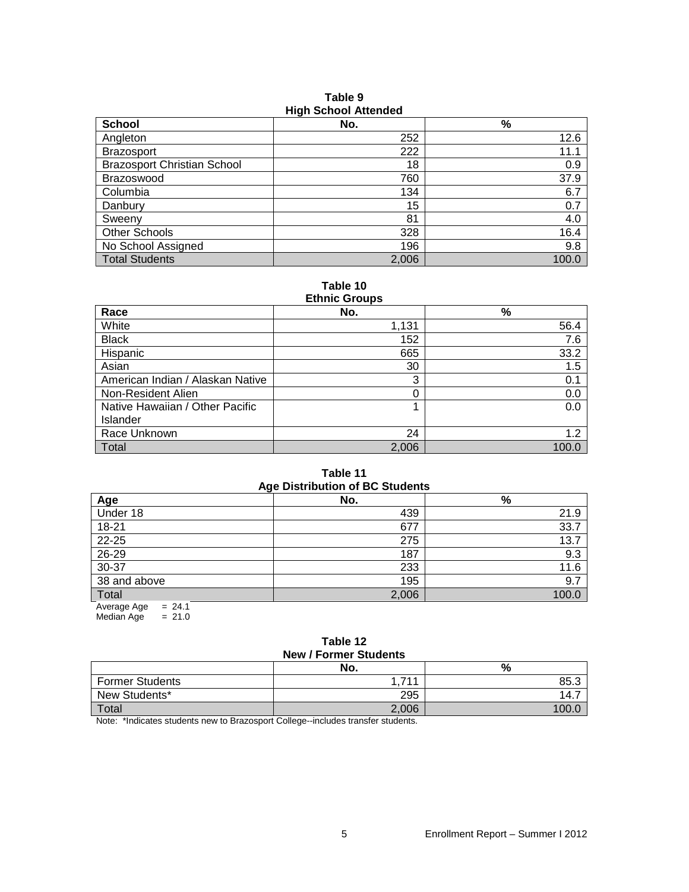**Table 9**
**High School Attended**

| School | No. | % |
|---|---|---|
| Angleton | 252 | 12.6 |
| Brazosport | 222 | 11.1 |
| Brazosport Christian School | 18 | 0.9 |
| Brazoswood | 760 | 37.9 |
| Columbia | 134 | 6.7 |
| Danbury | 15 | 0.7 |
| Sweeny | 81 | 4.0 |
| Other Schools | 328 | 16.4 |
| No School Assigned | 196 | 9.8 |
| Total Students | 2,006 | 100.0 |

**Table 10**
**Ethnic Groups**

| Race | No. | % |
|---|---|---|
| White | 1,131 | 56.4 |
| Black | 152 | 7.6 |
| Hispanic | 665 | 33.2 |
| Asian | 30 | 1.5 |
| American Indian / Alaskan Native | 3 | 0.1 |
| Non-Resident Alien | 0 | 0.0 |
| Native Hawaiian / Other Pacific Islander | 1 | 0.0 |
| Race Unknown | 24 | 1.2 |
| Total | 2,006 | 100.0 |

**Table 11**
**Age Distribution of BC Students**

| Age | No. | % |
|---|---|---|
| Under 18 | 439 | 21.9 |
| 18-21 | 677 | 33.7 |
| 22-25 | 275 | 13.7 |
| 26-29 | 187 | 9.3 |
| 30-37 | 233 | 11.6 |
| 38 and above | 195 | 9.7 |
| Total | 2,006 | 100.0 |

Average Age = 24.1
Median Age = 21.0

**Table 12**
**New / Former Students**

| | No. | % |
|---|---|---|
| Former Students | 1,711 | 85.3 |
| New Students* | 295 | 14.7 |
| Total | 2,006 | 100.0 |

Note: *Indicates students new to Brazosport College--includes transfer students.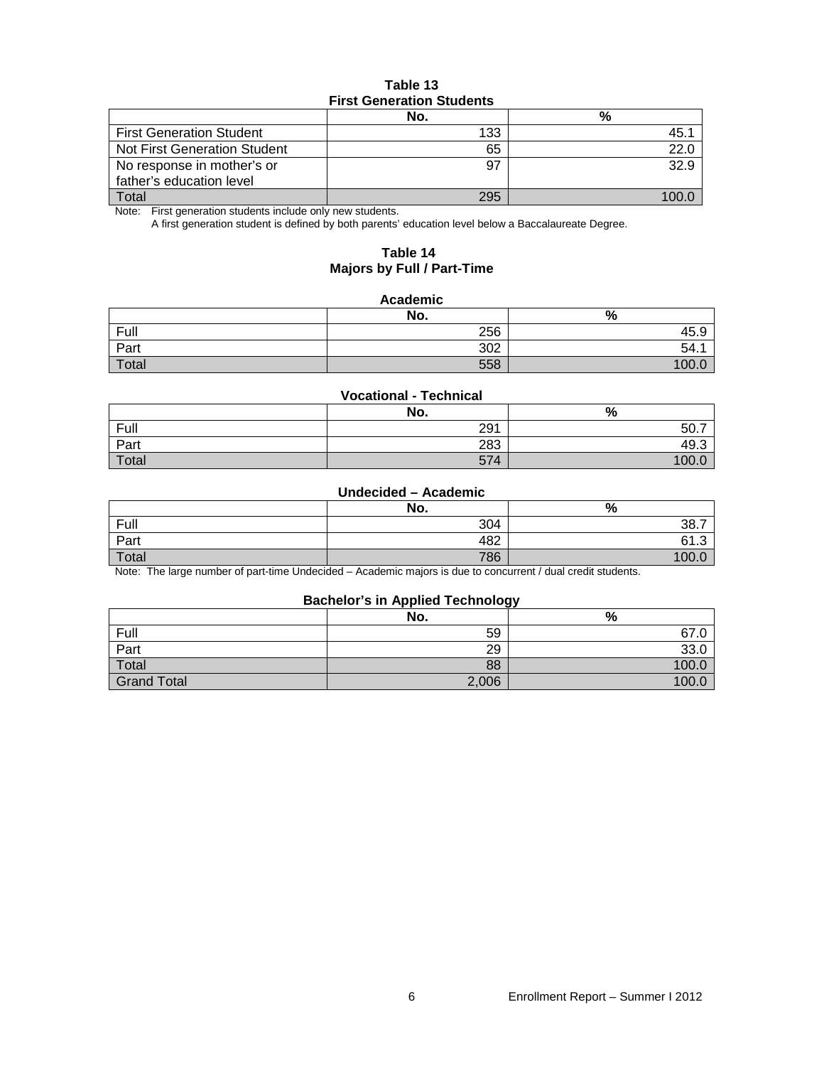**Table 13**
**First Generation Students**

| | No. | % |
|---|---|---|
| First Generation Student | 133 | 45.1 |
| Not First Generation Student | 65 | 22.0 |
| No response in mother's or father's education level | 97 | 32.9 |
| Total | 295 | 100.0 |

Note: First generation students include only new students.
A first generation student is defined by both parents' education level below a Baccalaureate Degree.

**Table 14**
**Majors by Full / Part-Time**

**Academic**

| | No. | % |
|---|---|---|
| Full | 256 | 45.9 |
| Part | 302 | 54.1 |
| Total | 558 | 100.0 |

**Vocational - Technical**

| | No. | % |
|---|---|---|
| Full | 291 | 50.7 |
| Part | 283 | 49.3 |
| Total | 574 | 100.0 |

**Undecided – Academic**

| | No. | % |
|---|---|---|
| Full | 304 | 38.7 |
| Part | 482 | 61.3 |
| Total | 786 | 100.0 |

Note: The large number of part-time Undecided – Academic majors is due to concurrent / dual credit students.

**Bachelor's in Applied Technology**

| | No. | % |
|---|---|---|
| Full | 59 | 67.0 |
| Part | 29 | 33.0 |
| Total | 88 | 100.0 |
| Grand Total | 2,006 | 100.0 |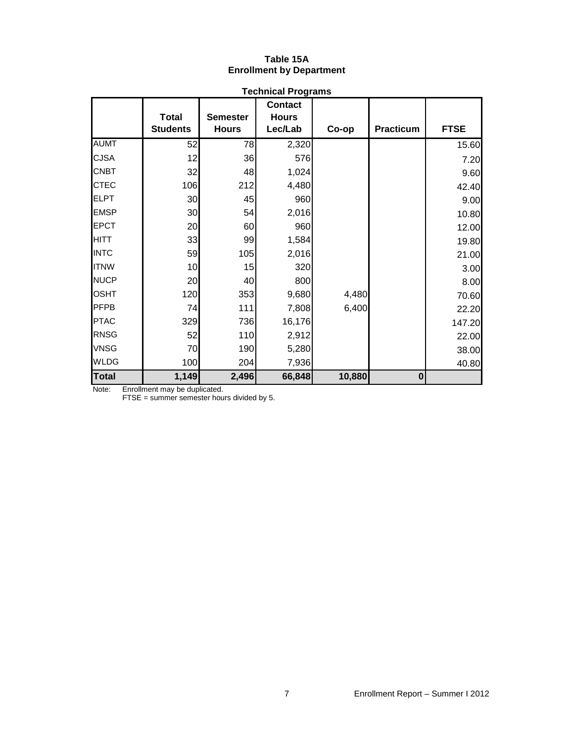**Table 15A**
**Enrollment by Department**

**Technical Programs**

| | Total Students | Semester Hours | Contact Hours Lec/Lab | Co-op | Practicum | FTSE |
|---|---|---|---|---|---|---|
| AUMT | 52 | 78 | 2,320 | | | 15.60 |
| CJSA | 12 | 36 | 576 | | | 7.20 |
| CNBT | 32 | 48 | 1,024 | | | 9.60 |
| CTEC | 106 | 212 | 4,480 | | | 42.40 |
| ELPT | 30 | 45 | 960 | | | 9.00 |
| EMSP | 30 | 54 | 2,016 | | | 10.80 |
| EPCT | 20 | 60 | 960 | | | 12.00 |
| HITT | 33 | 99 | 1,584 | | | 19.80 |
| INTC | 59 | 105 | 2,016 | | | 21.00 |
| ITNW | 10 | 15 | 320 | | | 3.00 |
| NUCP | 20 | 40 | 800 | | | 8.00 |
| OSHT | 120 | 353 | 9,680 | 4,480 | | 70.60 |
| PFPB | 74 | 111 | 7,808 | 6,400 | | 22.20 |
| PTAC | 329 | 736 | 16,176 | | | 147.20 |
| RNSG | 52 | 110 | 2,912 | | | 22.00 |
| VNSG | 70 | 190 | 5,280 | | | 38.00 |
| WLDG | 100 | 204 | 7,936 | | | 40.80 |
| **Total** | **1,149** | **2,496** | **66,848** | **10,880** | **0** | |

Note: Enrollment may be duplicated.
FTSE = summer semester hours divided by 5.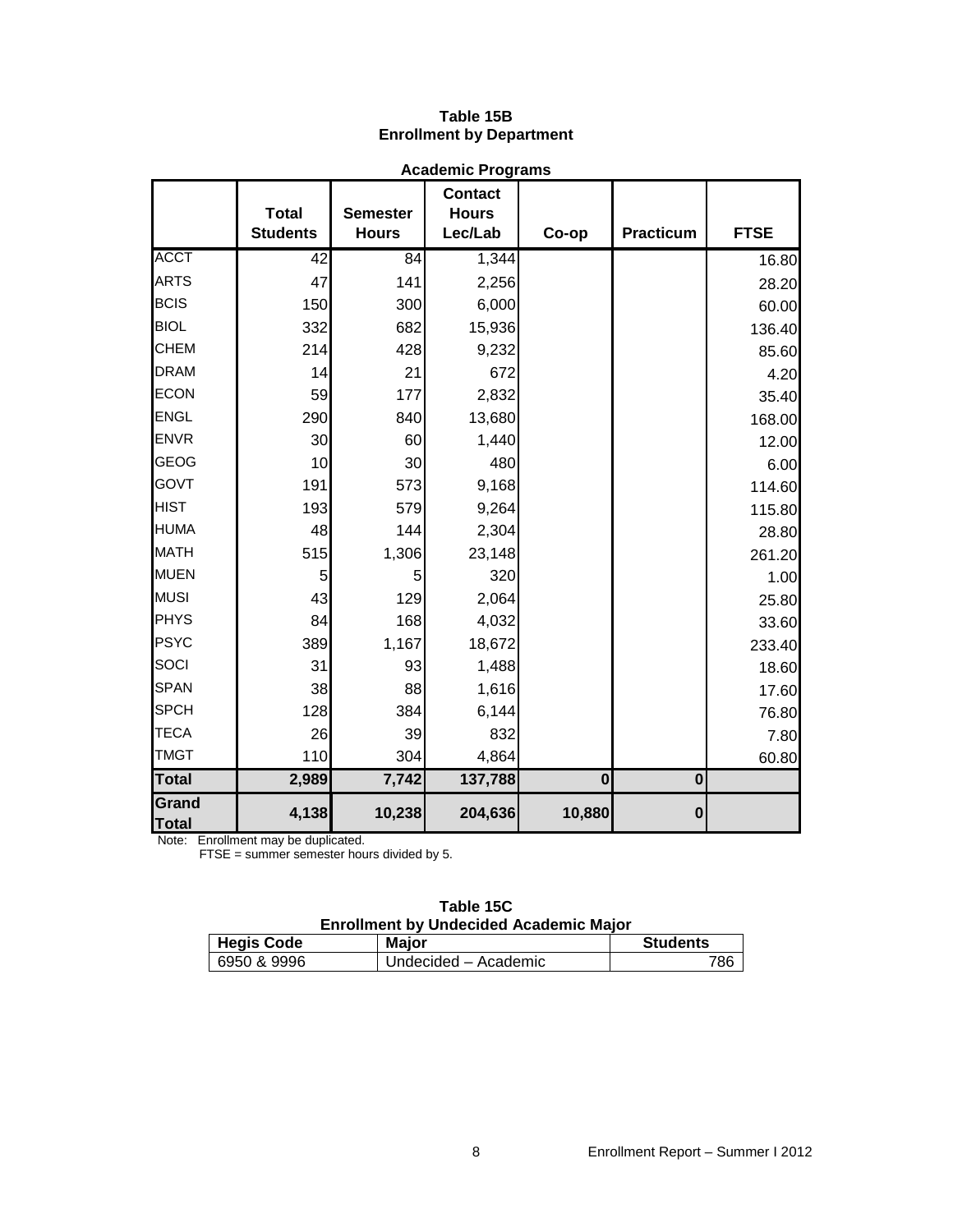# Table 15B
## Enrollment by Department

### Academic Programs

| | Total Students | Semester Hours | Contact Hours Lec/Lab | Co-op | Practicum | FTSE |
|---|---|---|---|---|---|---|
| ACCT | 42 | 84 | 1,344 | | | 16.80 |
| ARTS | 47 | 141 | 2,256 | | | 28.20 |
| BCIS | 150 | 300 | 6,000 | | | 60.00 |
| BIOL | 332 | 682 | 15,936 | | | 136.40 |
| CHEM | 214 | 428 | 9,232 | | | 85.60 |
| DRAM | 14 | 21 | 672 | | | 4.20 |
| ECON | 59 | 177 | 2,832 | | | 35.40 |
| ENGL | 290 | 840 | 13,680 | | | 168.00 |
| ENVR | 30 | 60 | 1,440 | | | 12.00 |
| GEOG | 10 | 30 | 480 | | | 6.00 |
| GOVT | 191 | 573 | 9,168 | | | 114.60 |
| HIST | 193 | 579 | 9,264 | | | 115.80 |
| HUMA | 48 | 144 | 2,304 | | | 28.80 |
| MATH | 515 | 1,306 | 23,148 | | | 261.20 |
| MUEN | 5 | 5 | 320 | | | 1.00 |
| MUSI | 43 | 129 | 2,064 | | | 25.80 |
| PHYS | 84 | 168 | 4,032 | | | 33.60 |
| PSYC | 389 | 1,167 | 18,672 | | | 233.40 |
| SOCI | 31 | 93 | 1,488 | | | 18.60 |
| SPAN | 38 | 88 | 1,616 | | | 17.60 |
| SPCH | 128 | 384 | 6,144 | | | 76.80 |
| TECA | 26 | 39 | 832 | | | 7.80 |
| TMGT | 110 | 304 | 4,864 | | | 60.80 |
| **Total** | **2,989** | **7,742** | **137,788** | **0** | **0** | |
| **Grand Total** | **4,138** | **10,238** | **204,636** | **10,880** | **0** | |

Note: Enrollment may be duplicated.
FTSE = summer semester hours divided by 5.

# Table 15C
## Enrollment by Undecided Academic Major

| Hegis Code | Major | Students |
|---|---|---|
| 6950 & 9996 | Undecided – Academic | 786 |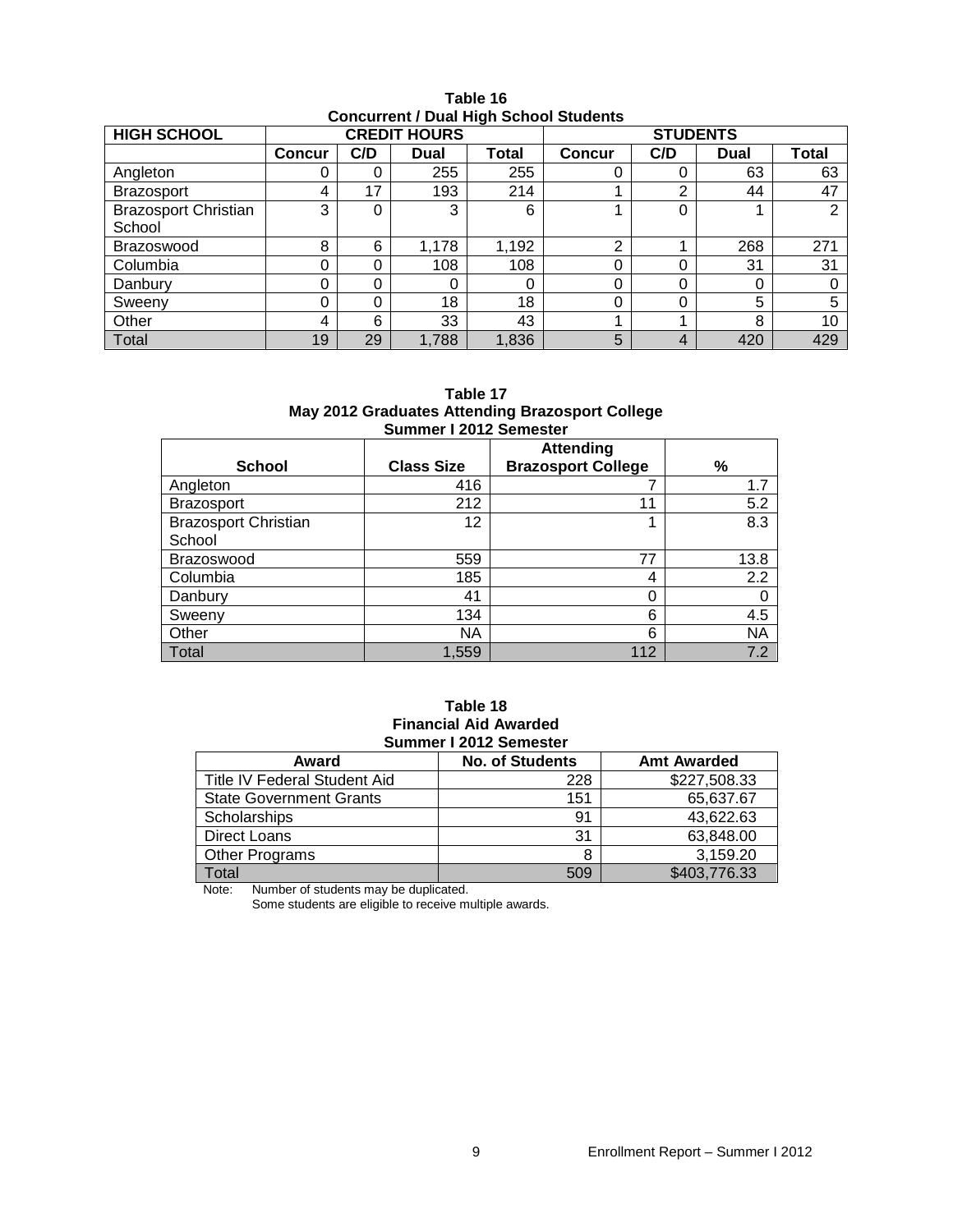**Table 16**
**Concurrent / Dual High School Students**

| HIGH SCHOOL | CREDIT HOURS | | | | STUDENTS | | | |
|---|---|---|---|---|---|---|---|---|
| | Concur | C/D | Dual | Total | Concur | C/D | Dual | Total |
| Angleton | 0 | 0 | 255 | 255 | 0 | 0 | 63 | 63 |
| Brazosport | 4 | 17 | 193 | 214 | 1 | 2 | 44 | 47 |
| Brazosport Christian School | 3 | 0 | 3 | 6 | 1 | 0 | 1 | 2 |
| Brazoswood | 8 | 6 | 1,178 | 1,192 | 2 | 1 | 268 | 271 |
| Columbia | 0 | 0 | 108 | 108 | 0 | 0 | 31 | 31 |
| Danbury | 0 | 0 | 0 | 0 | 0 | 0 | 0 | 0 |
| Sweeny | 0 | 0 | 18 | 18 | 0 | 0 | 5 | 5 |
| Other | 4 | 6 | 33 | 43 | 1 | 1 | 8 | 10 |
| Total | 19 | 29 | 1,788 | 1,836 | 5 | 4 | 420 | 429 |

**Table 17**
**May 2012 Graduates Attending Brazosport College**
**Summer I 2012 Semester**

| School | Class Size | Attending Brazosport College | % |
|---|---|---|---|
| Angleton | 416 | 7 | 1.7 |
| Brazosport | 212 | 11 | 5.2 |
| Brazosport Christian School | 12 | 1 | 8.3 |
| Brazoswood | 559 | 77 | 13.8 |
| Columbia | 185 | 4 | 2.2 |
| Danbury | 41 | 0 | 0 |
| Sweeny | 134 | 6 | 4.5 |
| Other | NA | 6 | NA |
| Total | 1,559 | 112 | 7.2 |

**Table 18**
**Financial Aid Awarded**
**Summer I 2012 Semester**

| Award | No. of Students | Amt Awarded |
|---|---|---|
| Title IV Federal Student Aid | 228 | $227,508.33 |
| State Government Grants | 151 | 65,637.67 |
| Scholarships | 91 | 43,622.63 |
| Direct Loans | 31 | 63,848.00 |
| Other Programs | 8 | 3,159.20 |
| Total | 509 | $403,776.33 |

Note: Number of students may be duplicated.
Some students are eligible to receive multiple awards.